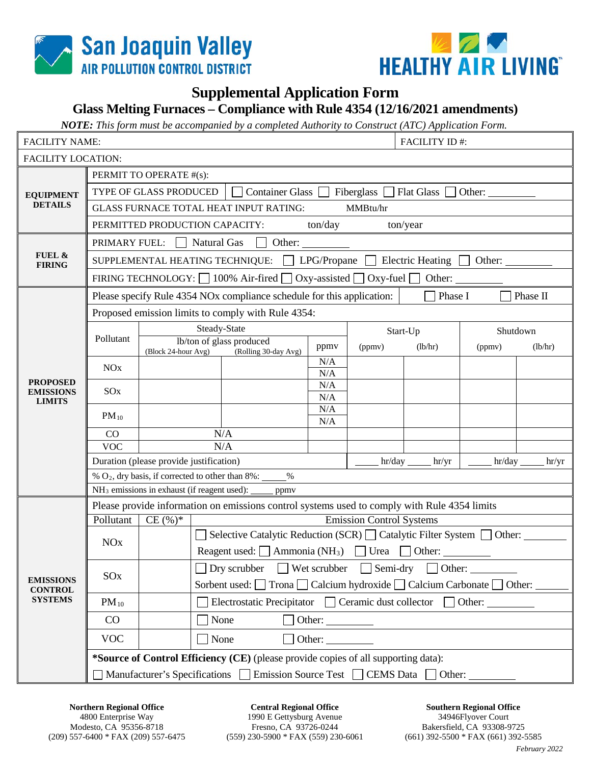San Joaquin Valley AIR POLLUTION CONTROL DISTRICT

HEALTHY AIR LIVING™

# Supplemental Application Form

## Glass Melting Furnaces – Compliance with Rule 4354 (12/16/2021 amendments)

***NOTE:*** *This form must be accompanied by a completed Authority to Construct (ATC) Application Form.*

| FACILITY NAME: | FACILITY ID #: |
|---|---|
| FACILITY LOCATION: | |

### EQUIPMENT DETAILS

- PERMIT TO OPERATE #(s):
- TYPE OF GLASS PRODUCED: ☐ Container Glass ☐ Fiberglass ☐ Flat Glass ☐ Other: ________
- GLASS FURNACE TOTAL HEAT INPUT RATING: ________ MMBtu/hr
- PERMITTED PRODUCTION CAPACITY: ________ ton/day ________ ton/year

### FUEL & FIRING

- PRIMARY FUEL: ☐ Natural Gas ☐ Other: ________
- SUPPLEMENTAL HEATING TECHNIQUE: ☐ LPG/Propane ☐ Electric Heating ☐ Other: ________
- FIRING TECHNOLOGY: ☐ 100% Air-fired ☐ Oxy-assisted ☐ Oxy-fuel ☐ Other: ________

### PROPOSED EMISSIONS LIMITS

Please specify Rule 4354 NOx compliance schedule for this application: ☐ Phase I ☐ Phase II

Proposed emission limits to comply with Rule 4354:

| Pollutant | Steady-State lb/ton of glass produced (Block 24-hour Avg) | Steady-State lb/ton of glass produced (Rolling 30-day Avg) | Steady-State ppmv | Start-Up (ppmv) | Start-Up (lb/hr) | Shutdown (ppmv) | Shutdown (lb/hr) |
|---|---|---|---|---|---|---|---|
| NOx | | | N/A / N/A | | | | |
| SOx | | | N/A / N/A | | | | |
| $PM_{10}$ | | | N/A / N/A | | | | |
| CO | N/A | | | | | | |
| VOC | N/A | | | | | | |
| Duration (please provide justification) | | | | ____ hr/day | ____ hr/yr | ____ hr/day | ____ hr/yr |

% $O_2$, dry basis, if corrected to other than 8%: _____%

$NH_3$ emissions in exhaust (if reagent used): _____ ppmv

### EMISSIONS CONTROL SYSTEMS

Please provide information on emissions control systems used to comply with Rule 4354 limits

| Pollutant | CE (%)* | Emission Control Systems |
|---|---|---|
| NOx | | ☐ Selective Catalytic Reduction (SCR) ☐ Catalytic Filter System ☐ Other: ________ <br> Reagent used: ☐ Ammonia ($NH_3$) ☐ Urea ☐ Other: ________ |
| SOx | | ☐ Dry scrubber ☐ Wet scrubber ☐ Semi-dry ☐ Other: ________ <br> Sorbent used: ☐ Trona ☐ Calcium hydroxide ☐ Calcium Carbonate ☐ Other: ______ |
| $PM_{10}$ | | ☐ Electrostatic Precipitator ☐ Ceramic dust collector ☐ Other: ________ |
| CO | | ☐ None ☐ Other: ________ |
| VOC | | ☐ None ☐ Other: ________ |

***Source of Control Efficiency (CE)** (please provide copies of all supporting data):

☐ Manufacturer's Specifications ☐ Emission Source Test ☐ CEMS Data ☐ Other: ________

**Northern Regional Office**
4800 Enterprise Way
Modesto, CA 95356-8718
(209) 557-6400 * FAX (209) 557-6475

**Central Regional Office**
1990 E Gettysburg Avenue
Fresno, CA 93726-0244
(559) 230-5900 * FAX (559) 230-6061

**Southern Regional Office**
34946Flyover Court
Bakersfield, CA 93308-9725
(661) 392-5500 * FAX (661) 392-5585

*February 2022*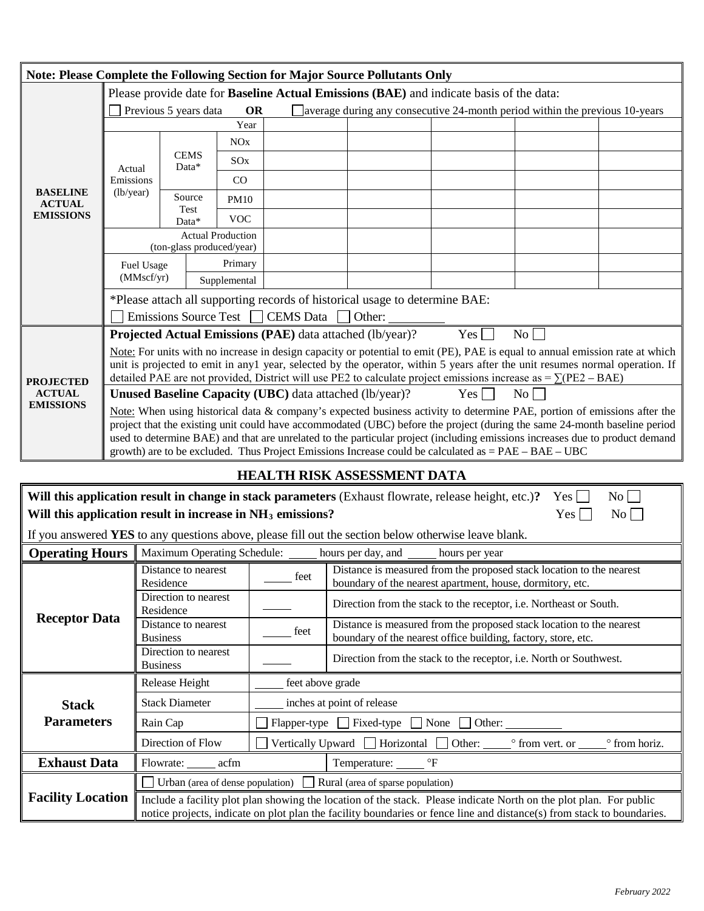**Note: Please Complete the Following Section for Major Source Pollutants Only**

**BASELINE ACTUAL EMISSIONS**

Please provide date for **Baseline Actual Emissions (BAE)** and indicate basis of the data:

☐ Previous 5 years data **OR** ☐ average during any consecutive 24-month period within the previous 10-years

| | | | | | | | |
|---|---|---|---|---|---|---|---|
| | | Year | | | | | |
| Actual Emissions (lb/year) | CEMS Data* | NOx | | | | | |
| | | SOx | | | | | |
| | | CO | | | | | |
| | Source Test Data* | PM10 | | | | | |
| | | VOC | | | | | |
| Actual Production (ton-glass produced/year) | | | | | | | |
| Fuel Usage (MMscf/yr) | Primary | | | | | | |
| | Supplemental | | | | | | |

*Please attach all supporting records of historical usage to determine BAE:

☐ Emissions Source Test ☐ CEMS Data ☐ Other: _________

**PROJECTED ACTUAL EMISSIONS**

**Projected Actual Emissions (PAE)** data attached (lb/year)? Yes ☐ No ☐

Note: For units with no increase in design capacity or potential to emit (PE), PAE is equal to annual emission rate at which unit is projected to emit in any1 year, selected by the operator, within 5 years after the unit resumes normal operation. If detailed PAE are not provided, District will use PE2 to calculate project emissions increase as = ∑(PE2 – BAE)

**Unused Baseline Capacity (UBC)** data attached (lb/year)? Yes ☐ No ☐

Note: When using historical data & company's expected business activity to determine PAE, portion of emissions after the project that the existing unit could have accommodated (UBC) before the project (during the same 24-month baseline period used to determine BAE) and that are unrelated to the particular project (including emissions increases due to product demand growth) are to be excluded. Thus Project Emissions Increase could be calculated as = PAE – BAE – UBC

## HEALTH RISK ASSESSMENT DATA

**Will this application result in change in stack parameters** (Exhaust flowrate, release height, etc.)**?** Yes ☐ No ☐

**Will this application result in increase in $NH_3$ emissions?** Yes ☐ No ☐

If you answered **YES** to any questions above, please fill out the section below otherwise leave blank.

| | | | |
|---|---|---|---|
| **Operating Hours** | Maximum Operating Schedule: _____ hours per day, and _____ hours per year | | |
| **Receptor Data** | Distance to nearest Residence | _____ feet | Distance is measured from the proposed stack location to the nearest boundary of the nearest apartment, house, dormitory, etc. |
| | Direction to nearest Residence | _____ | Direction from the stack to the receptor, i.e. Northeast or South. |
| | Distance to nearest Business | _____ feet | Distance is measured from the proposed stack location to the nearest boundary of the nearest office building, factory, store, etc. |
| | Direction to nearest Business | _____ | Direction from the stack to the receptor, i.e. North or Southwest. |
| **Stack Parameters** | Release Height | _____ feet above grade | |
| | Stack Diameter | _____ inches at point of release | |
| | Rain Cap | ☐ Flapper-type ☐ Fixed-type ☐ None ☐ Other: _________ | |
| | Direction of Flow | ☐ Vertically Upward ☐ Horizontal ☐ Other: _____° from vert. or _____° from horiz. | |
| **Exhaust Data** | Flowrate: _____ acfm | Temperature: _____ °F | |
| **Facility Location** | ☐ Urban (area of dense population) ☐ Rural (area of sparse population) | | |
| | Include a facility plot plan showing the location of the stack. Please indicate North on the plot plan. For public notice projects, indicate on plot plan the facility boundaries or fence line and distance(s) from stack to boundaries. | | |

*February 2022*